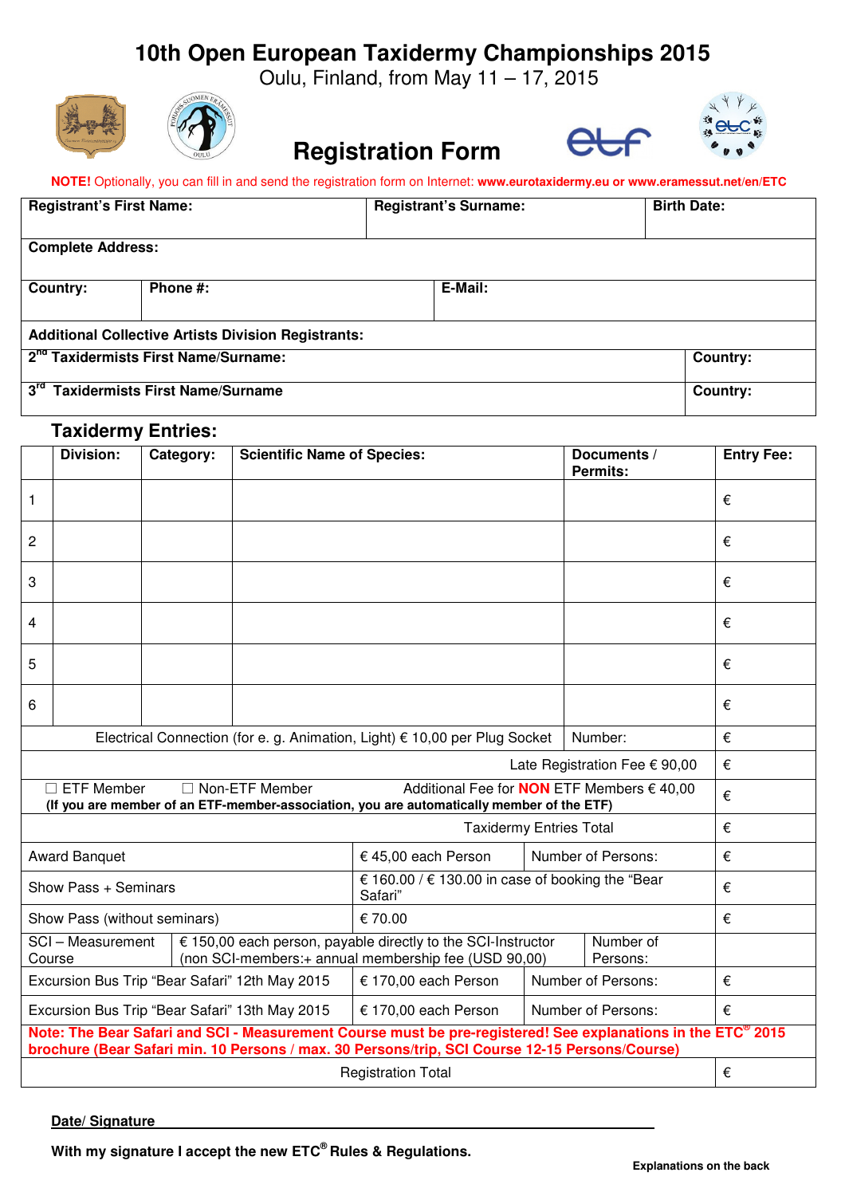# 10th Open European Taxidermy Championships 2015

Oulu, Finland, from May 11 – 17, 2015

## Registration Form

**NOTE!** Optionally, you can fill in and send the registration form on Internet: **www.eurotaxidermy.eu or www.eramessut.net/en/ETC**

| Registrant's First Name: | Registrant's Surname: | Birth Date: |
|---|---|---|
| **Complete Address:** | | |

| Country: | Phone #: | E-Mail: |
|---|---|---|

**Additional Collective Artists Division Registrants:**

| 2nd Taxidermists First Name/Surname: | Country: |
|---|---|
| 3rd Taxidermists First Name/Surname | Country: |

### Taxidermy Entries:

| | Division: | Category: | Scientific Name of Species: | Documents / Permits: | Entry Fee: |
|---|---|---|---|---|---|
| 1 | | | | | € |
| 2 | | | | | € |
| 3 | | | | | € |
| 4 | | | | | € |
| 5 | | | | | € |
| 6 | | | | | € |
| | Electrical Connection (for e. g. Animation, Light) € 10,00 per Plug Socket | | | Number: | € |
| | | | | Late Registration Fee € 90,00 | € |
| | ☐ ETF Member ☐ Non-ETF Member Additional Fee for **NON** ETF Members € 40,00 **(If you are member of an ETF-member-association, you are automatically member of the ETF)** | | | | € |
| | | | | Taxidermy Entries Total | € |

| | | | |
|---|---|---|---|
| Award Banquet | € 45,00 each Person | Number of Persons: | € |
| Show Pass + Seminars | € 160.00 / € 130.00 in case of booking the "Bear Safari" | | € |
| Show Pass (without seminars) | € 70.00 | | € |
| SCI – Measurement Course | € 150,00 each person, payable directly to the SCI-Instructor (non SCI-members:+ annual membership fee (USD 90,00) | Number of Persons: | |
| Excursion Bus Trip "Bear Safari" 12th May 2015 | € 170,00 each Person | Number of Persons: | € |
| Excursion Bus Trip "Bear Safari" 13th May 2015 | € 170,00 each Person | Number of Persons: | € |

**Note: The Bear Safari and SCI - Measurement Course must be pre-registered! See explanations in the ETC® 2015 brochure (Bear Safari min. 10 Persons / max. 30 Persons/trip, SCI Course 12-15 Persons/Course)**

| Registration Total | € |
|---|---|

**Date/ Signature** ______________________________

**With my signature I accept the new ETC® Rules & Regulations.**

**Explanations on the back**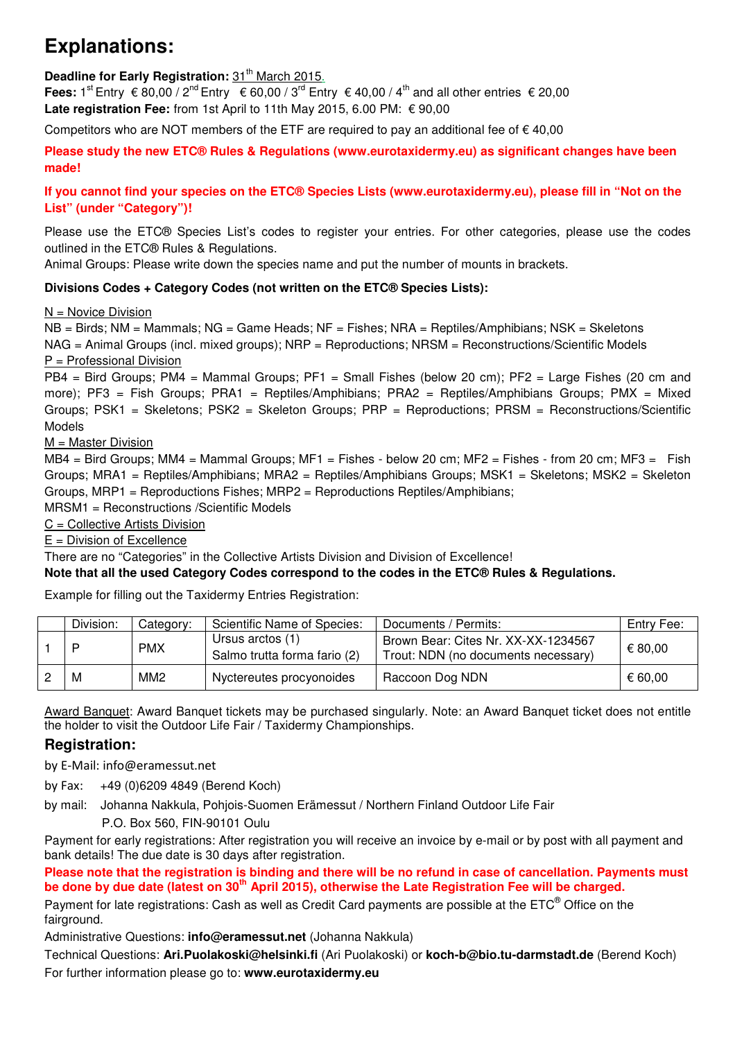# Explanations:

**Deadline for Early Registration:** 31th March 2015.
**Fees:** 1st Entry € 80,00 / 2nd Entry € 60,00 / 3rd Entry € 40,00 / 4th and all other entries € 20,00
**Late registration Fee:** from 1st April to 11th May 2015, 6.00 PM: € 90,00

Competitors who are NOT members of the ETF are required to pay an additional fee of € 40,00

**Please study the new ETC® Rules & Regulations (www.eurotaxidermy.eu) as significant changes have been made!**

**If you cannot find your species on the ETC® Species Lists (www.eurotaxidermy.eu), please fill in "Not on the List" (under "Category")!**

Please use the ETC® Species List's codes to register your entries. For other categories, please use the codes outlined in the ETC® Rules & Regulations.
Animal Groups: Please write down the species name and put the number of mounts in brackets.

**Divisions Codes + Category Codes (not written on the ETC® Species Lists):**

N = Novice Division
NB = Birds; NM = Mammals; NG = Game Heads; NF = Fishes; NRA = Reptiles/Amphibians; NSK = Skeletons
NAG = Animal Groups (incl. mixed groups); NRP = Reproductions; NRSM = Reconstructions/Scientific Models
P = Professional Division
PB4 = Bird Groups; PM4 = Mammal Groups; PF1 = Small Fishes (below 20 cm); PF2 = Large Fishes (20 cm and more); PF3 = Fish Groups; PRA1 = Reptiles/Amphibians; PRA2 = Reptiles/Amphibians Groups; PMX = Mixed Groups; PSK1 = Skeletons; PSK2 = Skeleton Groups; PRP = Reproductions; PRSM = Reconstructions/Scientific Models
M = Master Division
MB4 = Bird Groups; MM4 = Mammal Groups; MF1 = Fishes - below 20 cm; MF2 = Fishes - from 20 cm; MF3 = Fish Groups; MRA1 = Reptiles/Amphibians; MRA2 = Reptiles/Amphibians Groups; MSK1 = Skeletons; MSK2 = Skeleton Groups, MRP1 = Reproductions Fishes; MRP2 = Reproductions Reptiles/Amphibians;
MRSM1 = Reconstructions /Scientific Models
C = Collective Artists Division
E = Division of Excellence
There are no "Categories" in the Collective Artists Division and Division of Excellence!
**Note that all the used Category Codes correspond to the codes in the ETC® Rules & Regulations.**

Example for filling out the Taxidermy Entries Registration:

| | Division: | Category: | Scientific Name of Species: | Documents / Permits: | Entry Fee: |
|---|---|---|---|---|---|
| 1 | P | PMX | Ursus arctos (1)<br>Salmo trutta forma fario (2) | Brown Bear: Cites Nr. XX-XX-1234567<br>Trout: NDN (no documents necessary) | € 80,00 |
| 2 | M | MM2 | Nyctereutes procyonoides | Raccoon Dog NDN | € 60,00 |

Award Banquet: Award Banquet tickets may be purchased singularly. Note: an Award Banquet ticket does not entitle the holder to visit the Outdoor Life Fair / Taxidermy Championships.

## Registration:

by E-Mail: info@eramessut.net

by Fax: +49 (0)6209 4849 (Berend Koch)

by mail: Johanna Nakkula, Pohjois-Suomen Erämessut / Northern Finland Outdoor Life Fair
P.O. Box 560, FIN-90101 Oulu

Payment for early registrations: After registration you will receive an invoice by e-mail or by post with all payment and bank details! The due date is 30 days after registration.

**Please note that the registration is binding and there will be no refund in case of cancellation. Payments must be done by due date (latest on 30th April 2015), otherwise the Late Registration Fee will be charged.**

Payment for late registrations: Cash as well as Credit Card payments are possible at the ETC® Office on the fairground.

Administrative Questions: **info@eramessut.net** (Johanna Nakkula)

Technical Questions: **Ari.Puolakoski@helsinki.fi** (Ari Puolakoski) or **koch-b@bio.tu-darmstadt.de** (Berend Koch)

For further information please go to: **www.eurotaxidermy.eu**